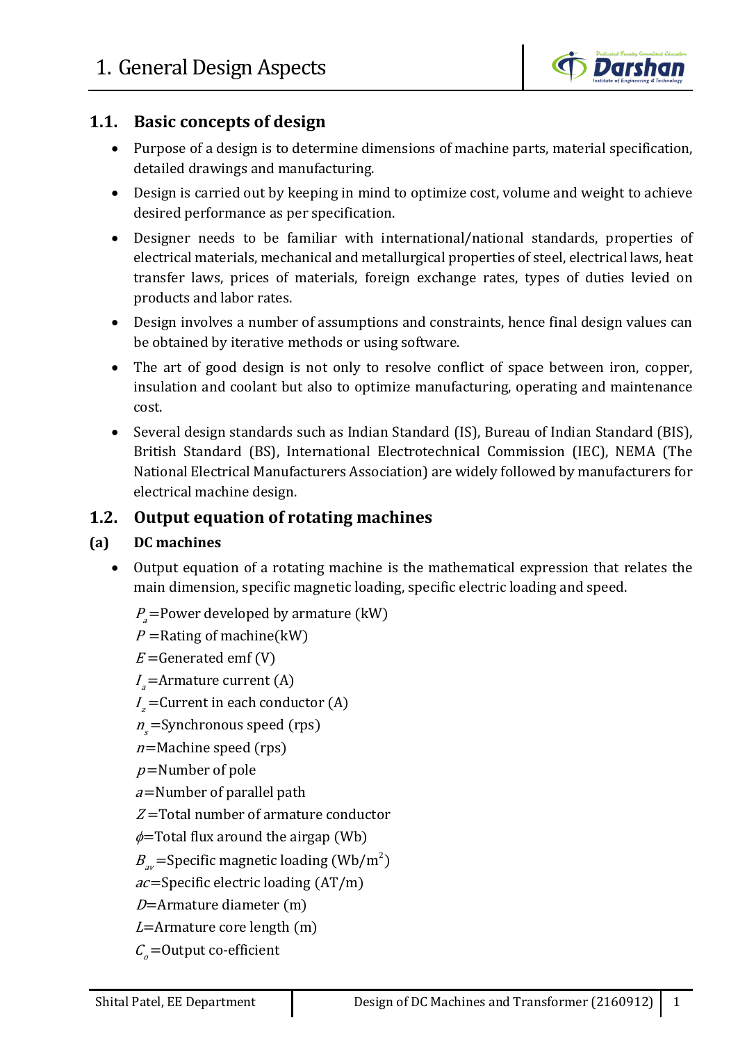# 1. General Design Aspects

## 1.1. Basic concepts of design

- Purpose of a design is to determine dimensions of machine parts, material specification, detailed drawings and manufacturing.
- Design is carried out by keeping in mind to optimize cost, volume and weight to achieve desired performance as per specification.
- Designer needs to be familiar with international/national standards, properties of electrical materials, mechanical and metallurgical properties of steel, electrical laws, heat transfer laws, prices of materials, foreign exchange rates, types of duties levied on products and labor rates.
- Design involves a number of assumptions and constraints, hence final design values can be obtained by iterative methods or using software.
- The art of good design is not only to resolve conflict of space between iron, copper, insulation and coolant but also to optimize manufacturing, operating and maintenance cost.
- Several design standards such as Indian Standard (IS), Bureau of Indian Standard (BIS), British Standard (BS), International Electrotechnical Commission (IEC), NEMA (The National Electrical Manufacturers Association) are widely followed by manufacturers for electrical machine design.

## 1.2. Output equation of rotating machines

### (a) DC machines

- Output equation of a rotating machine is the mathematical expression that relates the main dimension, specific magnetic loading, specific electric loading and speed.

$P_a$ =Power developed by armature (kW)

$P$ =Rating of machine(kW)

$E$ =Generated emf (V)

$I_a$ =Armature current (A)

$I_z$ =Current in each conductor (A)

$n_s$ =Synchronous speed (rps)

$n$ =Machine speed (rps)

$p$ =Number of pole

$a$ =Number of parallel path

$Z$ =Total number of armature conductor

$\phi$ =Total flux around the airgap (Wb)

$B_{av}$ =Specific magnetic loading (Wb/m$^2$)

$ac$ =Specific electric loading (AT/m)

$D$ =Armature diameter (m)

$L$ =Armature core length (m)

$C_o$ =Output co-efficient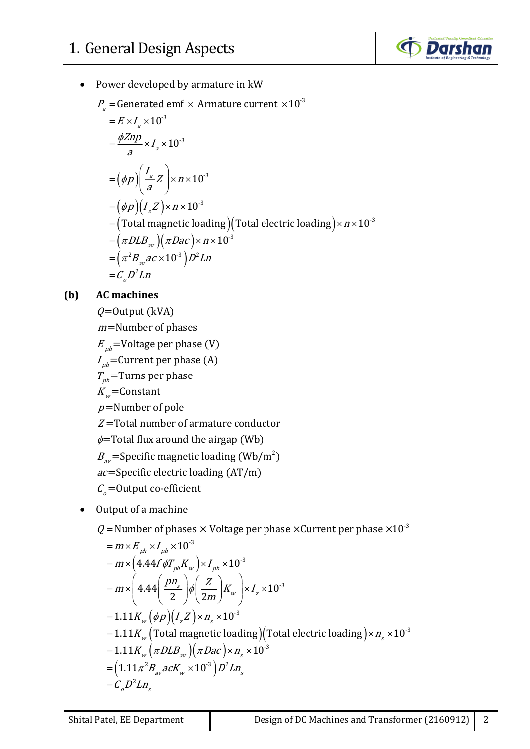- Power developed by armature in kW

$$
\begin{aligned}
P_a &= \text{Generated emf} \times \text{Armature current} \times 10^{-3} \\
&= E \times I_a \times 10^{-3} \\
&= \frac{\phi Znp}{a} \times I_a \times 10^{-3} \\
&= (\phi p)\left(\frac{I_a}{a} Z\right) \times n \times 10^{-3} \\
&= (\phi p)(I_z Z) \times n \times 10^{-3} \\
&= (\text{Total magnetic loading})(\text{Total electric loading}) \times n \times 10^{-3} \\
&= (\pi DLB_{av})(\pi Dac) \times n \times 10^{-3} \\
&= (\pi^2 B_{av} ac \times 10^{-3}) D^2 Ln \\
&= C_o D^2 Ln
\end{aligned}
$$

**(b) AC machines**

$Q$=Output (kVA)

$m$=Number of phases

$E_{ph}$=Voltage per phase (V)

$I_{ph}$=Current per phase (A)

$T_{ph}$=Turns per phase

$K_w$=Constant

$p$=Number of pole

$Z$=Total number of armature conductor

$\phi$=Total flux around the airgap (Wb)

$B_{av}$=Specific magnetic loading (Wb/m$^2$)

$ac$=Specific electric loading (AT/m)

$C_o$=Output co-efficient

- Output of a machine

$$
\begin{aligned}
Q &= \text{Number of phases} \times \text{Voltage per phase} \times \text{Current per phase} \times 10^{-3} \\
&= m \times E_{ph} \times I_{ph} \times 10^{-3} \\
&= m \times \left(4.44 f \phi T_{ph} K_w\right) \times I_{ph} \times 10^{-3} \\
&= m \times \left(4.44 \left(\frac{pn_s}{2}\right) \phi \left(\frac{Z}{2m}\right) K_w\right) \times I_z \times 10^{-3} \\
&= 1.11 K_w (\phi p)(I_z Z) \times n_s \times 10^{-3} \\
&= 1.11 K_w (\text{Total magnetic loading})(\text{Total electric loading}) \times n_s \times 10^{-3} \\
&= 1.11 K_w (\pi DLB_{av})(\pi Dac) \times n_s \times 10^{-3} \\
&= (1.11 \pi^2 B_{av} ac K_w \times 10^{-3}) D^2 Ln_s \\
&= C_o D^2 Ln_s
\end{aligned}
$$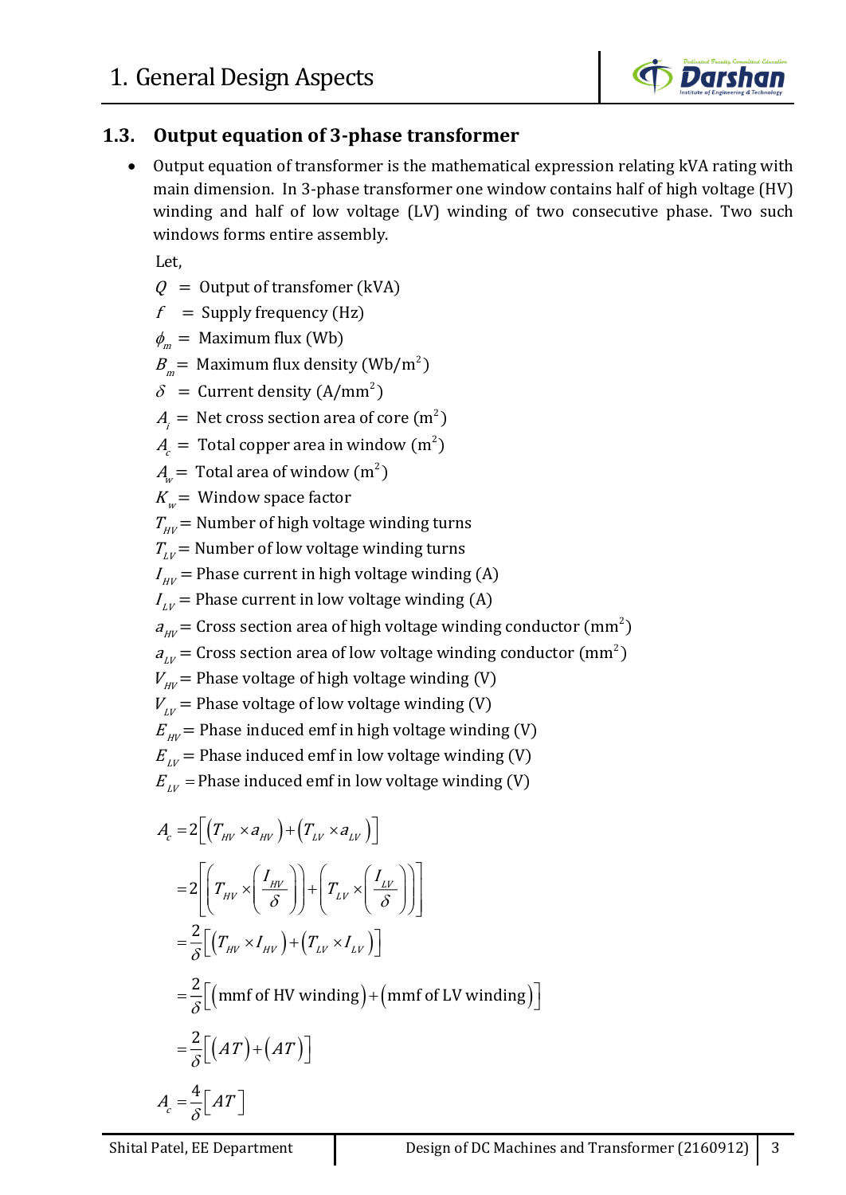## 1.3. Output equation of 3-phase transformer

- Output equation of transformer is the mathematical expression relating kVA rating with main dimension. In 3-phase transformer one window contains half of high voltage (HV) winding and half of low voltage (LV) winding of two consecutive phase. Two such windows forms entire assembly.

  Let,

  $Q$ = Output of transfomer (kVA)

  $f$ = Supply frequency (Hz)

  $\phi_m$ = Maximum flux (Wb)

  $B_m$ = Maximum flux density (Wb/m$^2$)

  $\delta$ = Current density (A/mm$^2$)

  $A_i$ = Net cross section area of core (m$^2$)

  $A_c$ = Total copper area in window (m$^2$)

  $A_w$ = Total area of window (m$^2$)

  $K_w$ = Window space factor

  $T_{HV}$ = Number of high voltage winding turns

  $T_{LV}$ = Number of low voltage winding turns

  $I_{HV}$ = Phase current in high voltage winding (A)

  $I_{LV}$ = Phase current in low voltage winding (A)

  $a_{HV}$ = Cross section area of high voltage winding conductor (mm$^2$)

  $a_{LV}$ = Cross section area of low voltage winding conductor (mm$^2$)

  $V_{HV}$ = Phase voltage of high voltage winding (V)

  $V_{LV}$ = Phase voltage of low voltage winding (V)

  $E_{HV}$ = Phase induced emf in high voltage winding (V)

  $E_{LV}$ = Phase induced emf in low voltage winding (V)

  $E_{LV}$ = Phase induced emf in low voltage winding (V)

$$A_c = 2\left[\left(T_{HV} \times a_{HV}\right) + \left(T_{LV} \times a_{LV}\right)\right]$$

$$= 2\left[\left(T_{HV} \times \left(\frac{I_{HV}}{\delta}\right)\right) + \left(T_{LV} \times \left(\frac{I_{LV}}{\delta}\right)\right)\right]$$

$$= \frac{2}{\delta}\left[\left(T_{HV} \times I_{HV}\right) + \left(T_{LV} \times I_{LV}\right)\right]$$

$$= \frac{2}{\delta}\left[\left(\text{mmf of HV winding}\right) + \left(\text{mmf of LV winding}\right)\right]$$

$$= \frac{2}{\delta}\left[\left(AT\right) + \left(AT\right)\right]$$

$$A_c = \frac{4}{\delta}\left[AT\right]$$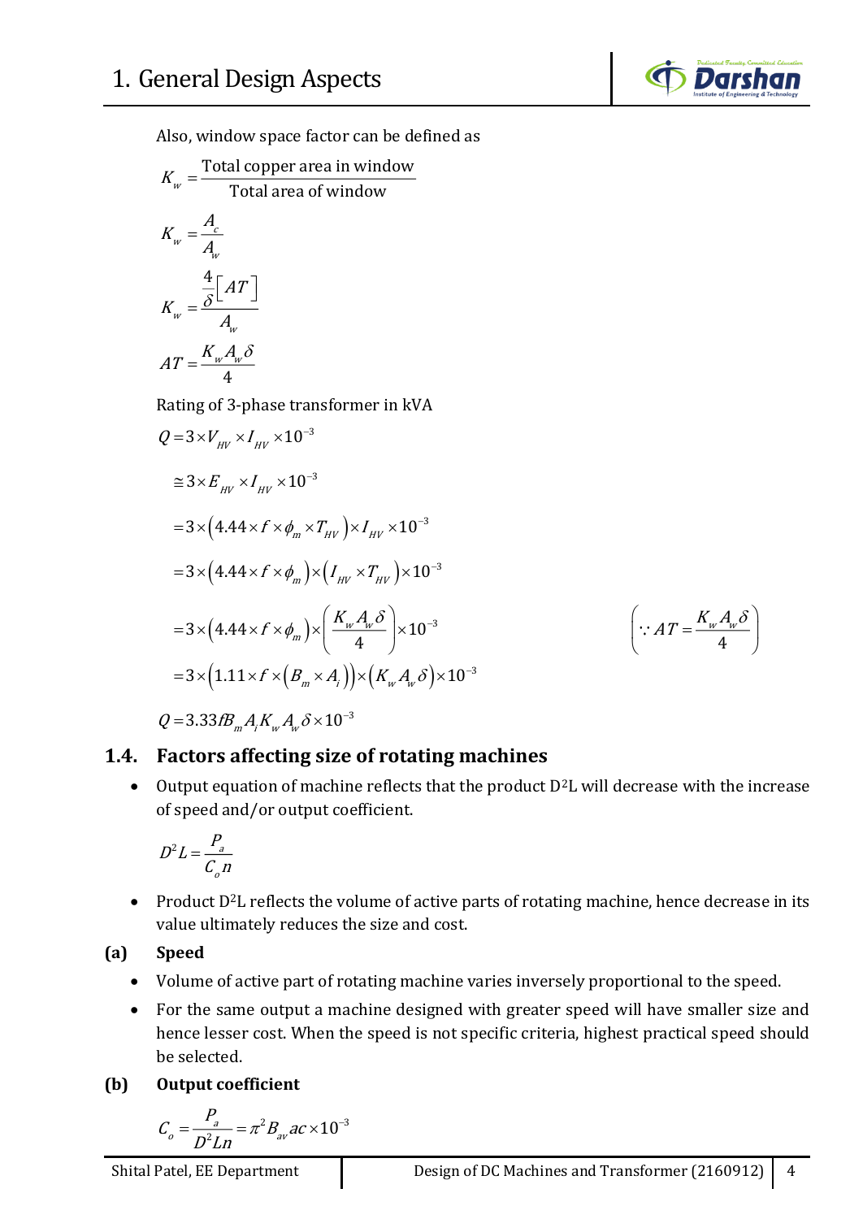Also, window space factor can be defined as

$$K_w = \frac{\text{Total copper area in window}}{\text{Total area of window}}$$

$$K_w = \frac{A_c}{A_w}$$

$$K_w = \frac{\frac{4}{\delta}\left[AT\right]}{A_w}$$

$$AT = \frac{K_w A_w \delta}{4}$$

Rating of 3-phase transformer in kVA

$$Q = 3 \times V_{HV} \times I_{HV} \times 10^{-3}$$

$$\cong 3 \times E_{HV} \times I_{HV} \times 10^{-3}$$

$$= 3 \times \left(4.44 \times f \times \phi_m \times T_{HV}\right) \times I_{HV} \times 10^{-3}$$

$$= 3 \times \left(4.44 \times f \times \phi_m\right) \times \left(I_{HV} \times T_{HV}\right) \times 10^{-3}$$

$$= 3 \times \left(4.44 \times f \times \phi_m\right) \times \left(\frac{K_w A_w \delta}{4}\right) \times 10^{-3} \qquad \left(\because AT = \frac{K_w A_w \delta}{4}\right)$$

$$= 3 \times \left(1.11 \times f \times \left(B_m \times A_i\right)\right) \times \left(K_w A_w \delta\right) \times 10^{-3}$$

$$Q = 3.33 f B_m A_i K_w A_w \delta \times 10^{-3}$$

## 1.4. Factors affecting size of rotating machines

- Output equation of machine reflects that the product $D^2L$ will decrease with the increase of speed and/or output coefficient.

$$D^2 L = \frac{P_a}{C_o n}$$

- Product $D^2L$ reflects the volume of active parts of rotating machine, hence decrease in its value ultimately reduces the size and cost.

### (a) Speed

- Volume of active part of rotating machine varies inversely proportional to the speed.
- For the same output a machine designed with greater speed will have smaller size and hence lesser cost. When the speed is not specific criteria, highest practical speed should be selected.

### (b) Output coefficient

$$C_o = \frac{P_a}{D^2 L n} = \pi^2 B_{av} ac \times 10^{-3}$$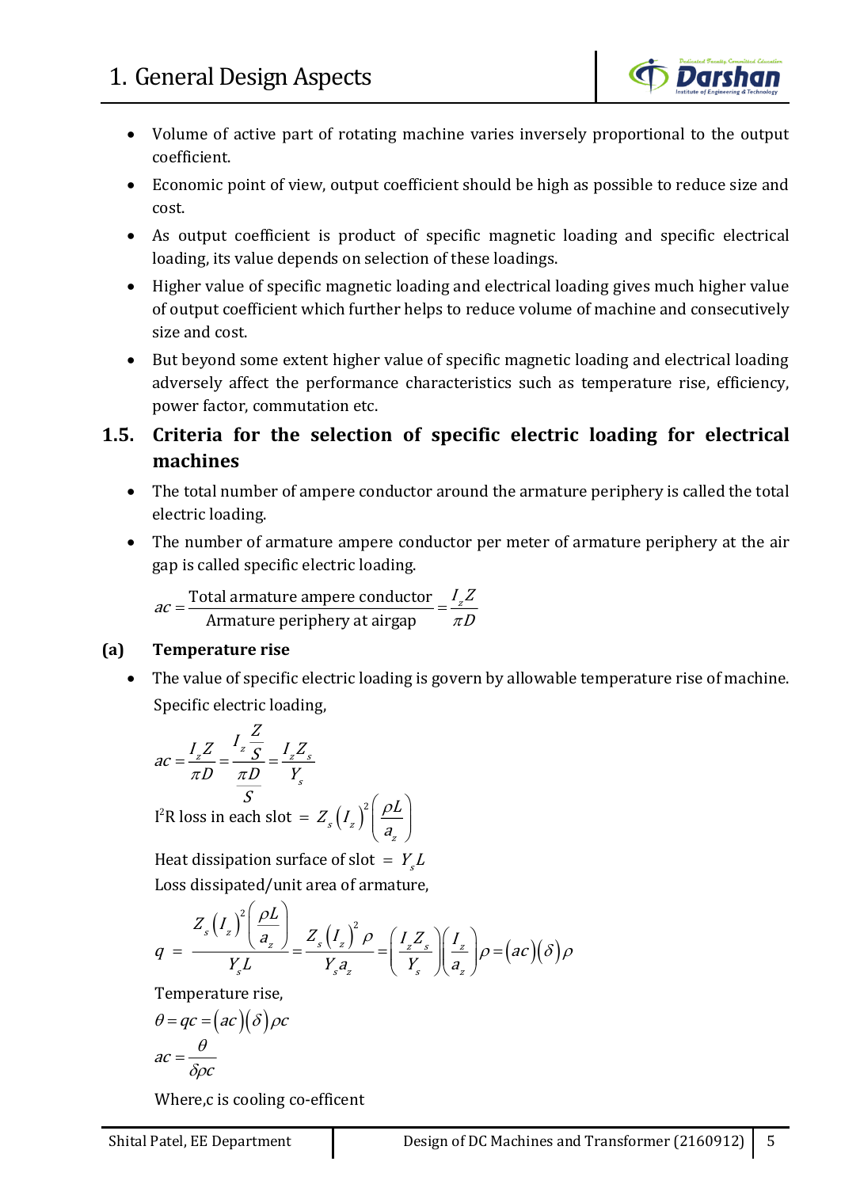- Volume of active part of rotating machine varies inversely proportional to the output coefficient.
- Economic point of view, output coefficient should be high as possible to reduce size and cost.
- As output coefficient is product of specific magnetic loading and specific electrical loading, its value depends on selection of these loadings.
- Higher value of specific magnetic loading and electrical loading gives much higher value of output coefficient which further helps to reduce volume of machine and consecutively size and cost.
- But beyond some extent higher value of specific magnetic loading and electrical loading adversely affect the performance characteristics such as temperature rise, efficiency, power factor, commutation etc.

## 1.5. Criteria for the selection of specific electric loading for electrical machines

- The total number of ampere conductor around the armature periphery is called the total electric loading.
- The number of armature ampere conductor per meter of armature periphery at the air gap is called specific electric loading.

$$ac = \frac{\text{Total armature ampere conductor}}{\text{Armature periphery at airgap}} = \frac{I_z Z}{\pi D}$$

### (a) Temperature rise

- The value of specific electric loading is govern by allowable temperature rise of machine.

Specific electric loading,

$$ac = \frac{I_z Z}{\pi D} = \frac{I_z \frac{Z}{S}}{\frac{\pi D}{S}} = \frac{I_z Z_s}{Y_s}$$

$I^2R$ loss in each slot $= Z_s \left(I_z\right)^2 \left(\frac{\rho L}{a_z}\right)$

Heat dissipation surface of slot $= Y_s L$

Loss dissipated/unit area of armature,

$$q = \frac{Z_s \left(I_z\right)^2 \left(\frac{\rho L}{a_z}\right)}{Y_s L} = \frac{Z_s \left(I_z\right)^2 \rho}{Y_s a_z} = \left(\frac{I_z Z_s}{Y_s}\right)\left(\frac{I_z}{a_z}\right)\rho = \left(ac\right)\left(\delta\right)\rho$$

Temperature rise,

$$\theta = qc = \left(ac\right)\left(\delta\right)\rho c$$

$$ac = \frac{\theta}{\delta \rho c}$$

Where,c is cooling co-efficent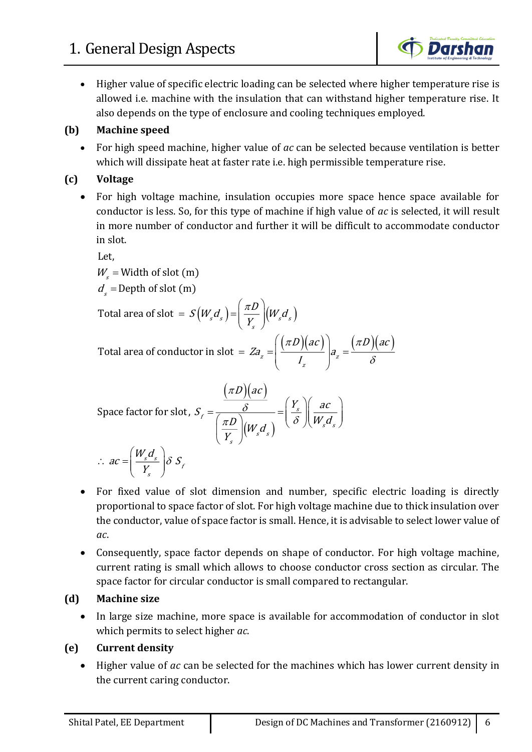- Higher value of specific electric loading can be selected where higher temperature rise is allowed i.e. machine with the insulation that can withstand higher temperature rise. It also depends on the type of enclosure and cooling techniques employed.

**(b) Machine speed**

- For high speed machine, higher value of *ac* can be selected because ventilation is better which will dissipate heat at faster rate i.e. high permissible temperature rise.

**(c) Voltage**

- For high voltage machine, insulation occupies more space hence space available for conductor is less. So, for this type of machine if high value of *ac* is selected, it will result in more number of conductor and further it will be difficult to accommodate conductor in slot.

  Let,

  $W_s$ = Width of slot (m)

  $d_s$ = Depth of slot (m)

  $$\text{Total area of slot } = S\left(W_s d_s\right) = \left(\frac{\pi D}{Y_s}\right)\left(W_s d_s\right)$$

  $$\text{Total area of conductor in slot } = Z a_z = \left(\frac{(\pi D)(ac)}{I_z}\right) a_z = \frac{(\pi D)(ac)}{\delta}$$

  $$\text{Space factor for slot, } S_f = \frac{\frac{(\pi D)(ac)}{\delta}}{\left(\frac{\pi D}{Y_s}\right)\left(W_s d_s\right)} = \left(\frac{Y_s}{\delta}\right)\left(\frac{ac}{W_s d_s}\right)$$

  $$\therefore\ ac = \left(\frac{W_s d_s}{Y_s}\right)\delta\ S_f$$

- For fixed value of slot dimension and number, specific electric loading is directly proportional to space factor of slot. For high voltage machine due to thick insulation over the conductor, value of space factor is small. Hence, it is advisable to select lower value of *ac*.
- Consequently, space factor depends on shape of conductor. For high voltage machine, current rating is small which allows to choose conductor cross section as circular. The space factor for circular conductor is small compared to rectangular.

**(d) Machine size**

- In large size machine, more space is available for accommodation of conductor in slot which permits to select higher *ac*.

**(e) Current density**

- Higher value of *ac* can be selected for the machines which has lower current density in the current caring conductor.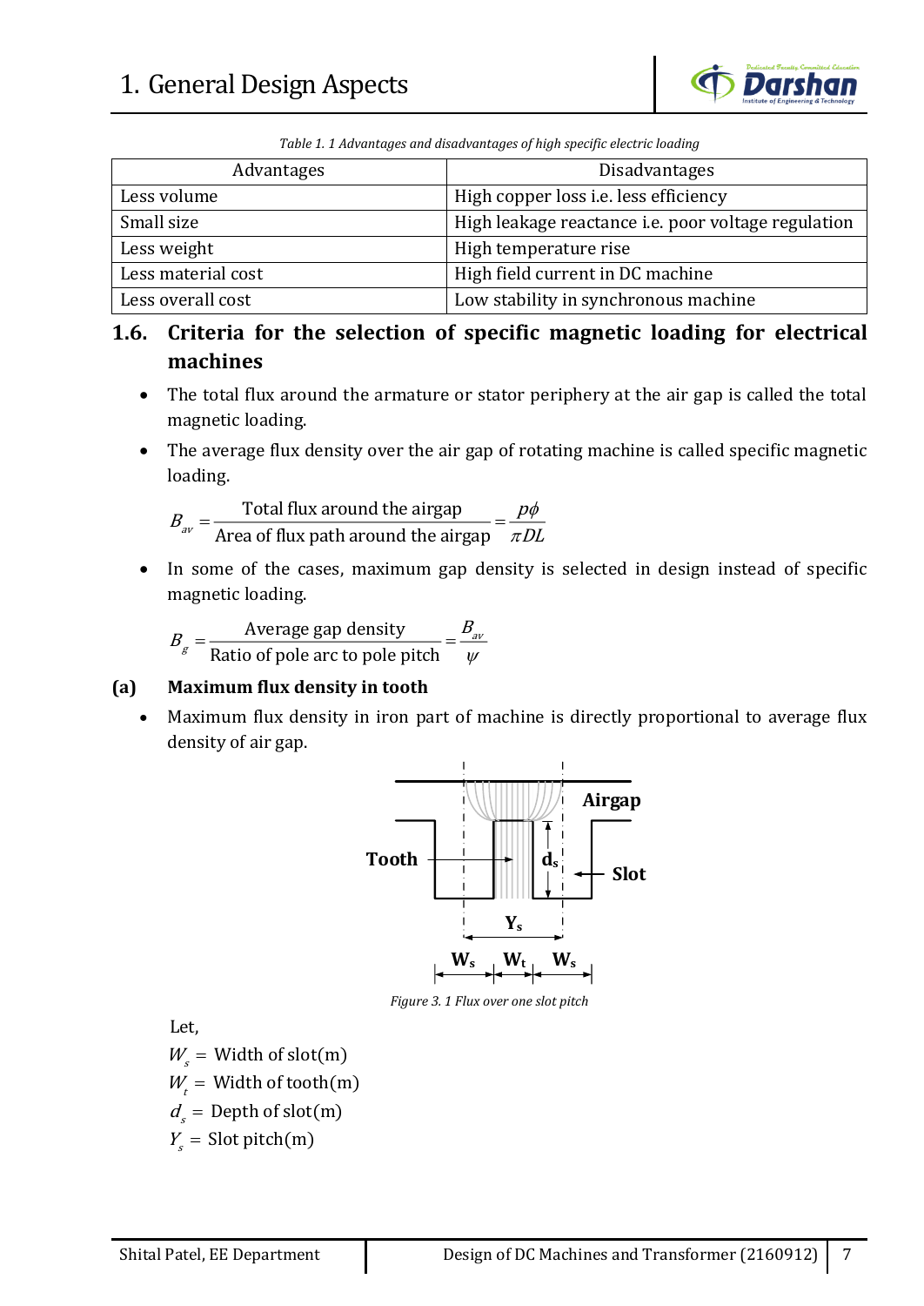Table 1. 1 Advantages and disadvantages of high specific electric loading

| Advantages | Disadvantages |
|---|---|
| Less volume | High copper loss i.e. less efficiency |
| Small size | High leakage reactance i.e. poor voltage regulation |
| Less weight | High temperature rise |
| Less material cost | High field current in DC machine |
| Less overall cost | Low stability in synchronous machine |

## 1.6. Criteria for the selection of specific magnetic loading for electrical machines

- The total flux around the armature or stator periphery at the air gap is called the total magnetic loading.
- The average flux density over the air gap of rotating machine is called specific magnetic loading.

$$B_{av} = \frac{\text{Total flux around the airgap}}{\text{Area of flux path around the airgap}} = \frac{p\phi}{\pi DL}$$

- In some of the cases, maximum gap density is selected in design instead of specific magnetic loading.

$$B_g = \frac{\text{Average gap density}}{\text{Ratio of pole arc to pole pitch}} = \frac{B_{av}}{\psi}$$

### (a) Maximum flux density in tooth

- Maximum flux density in iron part of machine is directly proportional to average flux density of air gap.

Airgap
Tooth
Slot
$d_s$
$Y_s$
$W_s$ $W_t$ $W_s$

Figure 3. 1 Flux over one slot pitch

Let,

$W_s$ = Width of slot(m)

$W_t$ = Width of tooth(m)

$d_s$ = Depth of slot(m)

$Y_s$ = Slot pitch(m)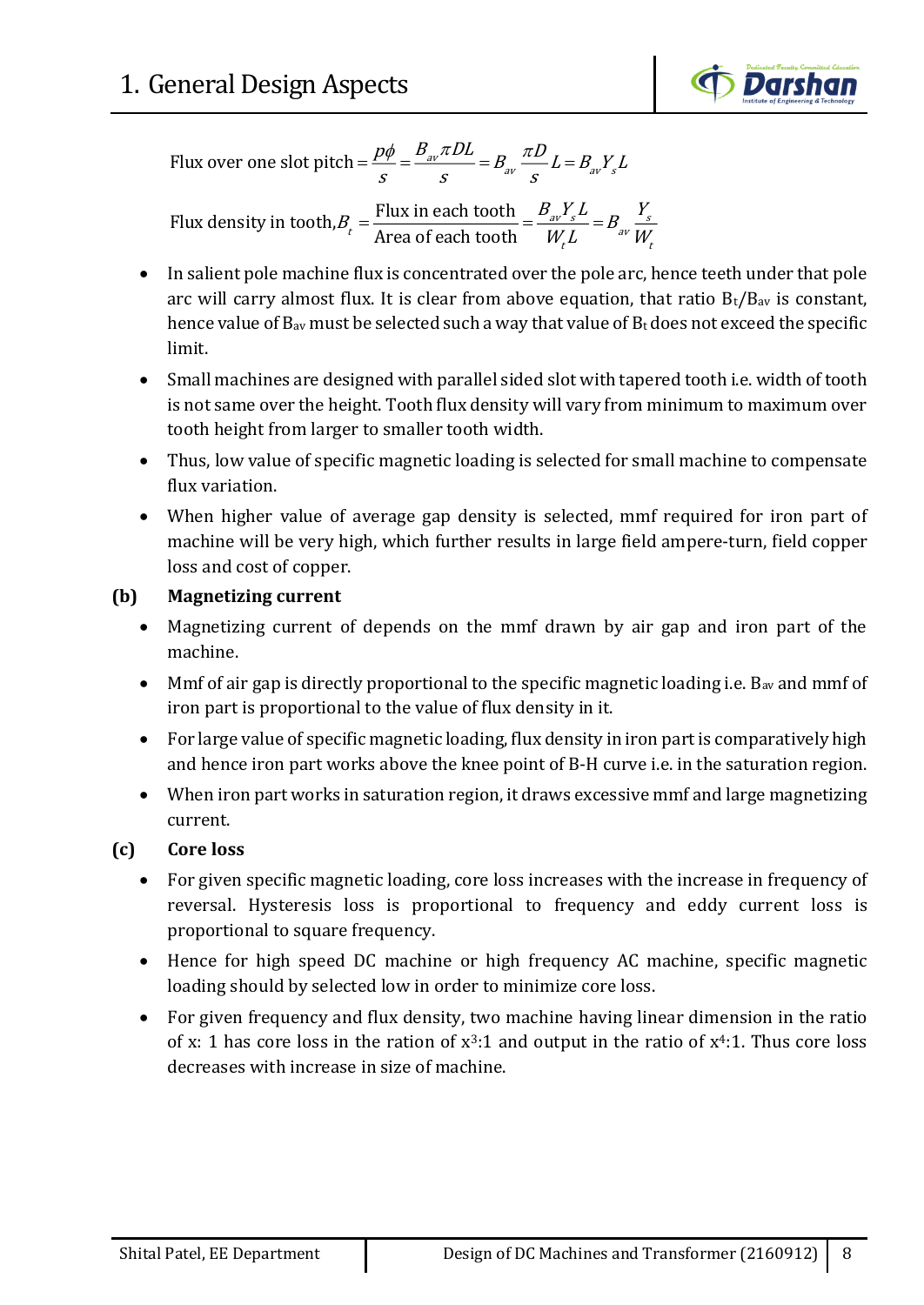$$\text{Flux over one slot pitch} = \frac{p\phi}{s} = \frac{B_{av}\pi DL}{s} = B_{av}\frac{\pi D}{s}L = B_{av}Y_sL$$

$$\text{Flux density in tooth}, B_t = \frac{\text{Flux in each tooth}}{\text{Area of each tooth}} = \frac{B_{av}Y_sL}{W_tL} = B_{av}\frac{Y_s}{W_t}$$

- In salient pole machine flux is concentrated over the pole arc, hence teeth under that pole arc will carry almost flux. It is clear from above equation, that ratio $B_t/B_{av}$ is constant, hence value of $B_{av}$ must be selected such a way that value of $B_t$ does not exceed the specific limit.
- Small machines are designed with parallel sided slot with tapered tooth i.e. width of tooth is not same over the height. Tooth flux density will vary from minimum to maximum over tooth height from larger to smaller tooth width.
- Thus, low value of specific magnetic loading is selected for small machine to compensate flux variation.
- When higher value of average gap density is selected, mmf required for iron part of machine will be very high, which further results in large field ampere-turn, field copper loss and cost of copper.

**(b) Magnetizing current**

- Magnetizing current of depends on the mmf drawn by air gap and iron part of the machine.
- Mmf of air gap is directly proportional to the specific magnetic loading i.e. $B_{av}$ and mmf of iron part is proportional to the value of flux density in it.
- For large value of specific magnetic loading, flux density in iron part is comparatively high and hence iron part works above the knee point of B-H curve i.e. in the saturation region.
- When iron part works in saturation region, it draws excessive mmf and large magnetizing current.

**(c) Core loss**

- For given specific magnetic loading, core loss increases with the increase in frequency of reversal. Hysteresis loss is proportional to frequency and eddy current loss is proportional to square frequency.
- Hence for high speed DC machine or high frequency AC machine, specific magnetic loading should by selected low in order to minimize core loss.
- For given frequency and flux density, two machine having linear dimension in the ratio of x: 1 has core loss in the ration of $x^3$:1 and output in the ratio of $x^4$:1. Thus core loss decreases with increase in size of machine.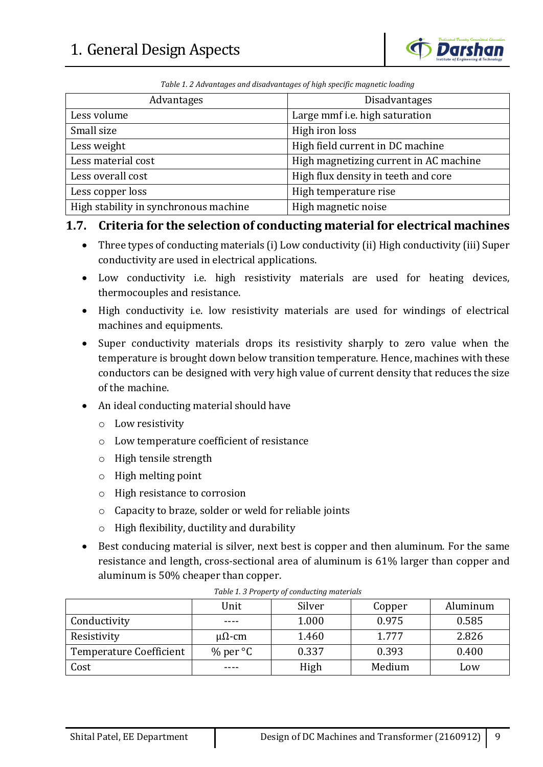*Table 1. 2 Advantages and disadvantages of high specific magnetic loading*

| Advantages | Disadvantages |
| --- | --- |
| Less volume | Large mmf i.e. high saturation |
| Small size | High iron loss |
| Less weight | High field current in DC machine |
| Less material cost | High magnetizing current in AC machine |
| Less overall cost | High flux density in teeth and core |
| Less copper loss | High temperature rise |
| High stability in synchronous machine | High magnetic noise |

## 1.7. Criteria for the selection of conducting material for electrical machines

- Three types of conducting materials (i) Low conductivity (ii) High conductivity (iii) Super conductivity are used in electrical applications.
- Low conductivity i.e. high resistivity materials are used for heating devices, thermocouples and resistance.
- High conductivity i.e. low resistivity materials are used for windings of electrical machines and equipments.
- Super conductivity materials drops its resistivity sharply to zero value when the temperature is brought down below transition temperature. Hence, machines with these conductors can be designed with very high value of current density that reduces the size of the machine.
- An ideal conducting material should have
  - Low resistivity
  - Low temperature coefficient of resistance
  - High tensile strength
  - High melting point
  - High resistance to corrosion
  - Capacity to braze, solder or weld for reliable joints
  - High flexibility, ductility and durability
- Best conducing material is silver, next best is copper and then aluminum. For the same resistance and length, cross-sectional area of aluminum is 61% larger than copper and aluminum is 50% cheaper than copper.

*Table 1. 3 Property of conducting materials*

| | Unit | Silver | Copper | Aluminum |
| --- | --- | --- | --- | --- |
| Conductivity | ---- | 1.000 | 0.975 | 0.585 |
| Resistivity | μΩ-cm | 1.460 | 1.777 | 2.826 |
| Temperature Coefficient | % per °C | 0.337 | 0.393 | 0.400 |
| Cost | ---- | High | Medium | Low |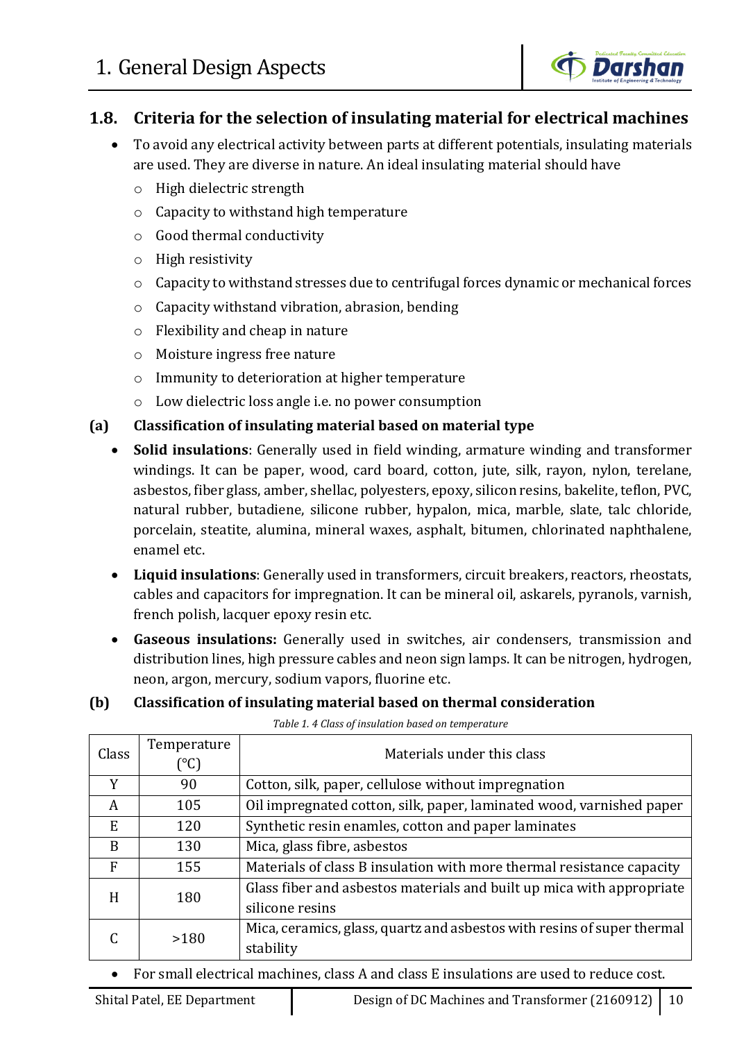## 1.8. Criteria for the selection of insulating material for electrical machines

- To avoid any electrical activity between parts at different potentials, insulating materials are used. They are diverse in nature. An ideal insulating material should have
  - High dielectric strength
  - Capacity to withstand high temperature
  - Good thermal conductivity
  - High resistivity
  - Capacity to withstand stresses due to centrifugal forces dynamic or mechanical forces
  - Capacity withstand vibration, abrasion, bending
  - Flexibility and cheap in nature
  - Moisture ingress free nature
  - Immunity to deterioration at higher temperature
  - Low dielectric loss angle i.e. no power consumption

### (a) Classification of insulating material based on material type

- **Solid insulations**: Generally used in field winding, armature winding and transformer windings. It can be paper, wood, card board, cotton, jute, silk, rayon, nylon, terelane, asbestos, fiber glass, amber, shellac, polyesters, epoxy, silicon resins, bakelite, teflon, PVC, natural rubber, butadiene, silicone rubber, hypalon, mica, marble, slate, talc chloride, porcelain, steatite, alumina, mineral waxes, asphalt, bitumen, chlorinated naphthalene, enamel etc.
- **Liquid insulations**: Generally used in transformers, circuit breakers, reactors, rheostats, cables and capacitors for impregnation. It can be mineral oil, askarels, pyranols, varnish, french polish, lacquer epoxy resin etc.
- **Gaseous insulations:** Generally used in switches, air condensers, transmission and distribution lines, high pressure cables and neon sign lamps. It can be nitrogen, hydrogen, neon, argon, mercury, sodium vapors, fluorine etc.

### (b) Classification of insulating material based on thermal consideration

*Table 1. 4 Class of insulation based on temperature*

| Class | Temperature (°C) | Materials under this class |
|---|---|---|
| Y | 90 | Cotton, silk, paper, cellulose without impregnation |
| A | 105 | Oil impregnated cotton, silk, paper, laminated wood, varnished paper |
| E | 120 | Synthetic resin enamles, cotton and paper laminates |
| B | 130 | Mica, glass fibre, asbestos |
| F | 155 | Materials of class B insulation with more thermal resistance capacity |
| H | 180 | Glass fiber and asbestos materials and built up mica with appropriate silicone resins |
| C | >180 | Mica, ceramics, glass, quartz and asbestos with resins of super thermal stability |

- For small electrical machines, class A and class E insulations are used to reduce cost.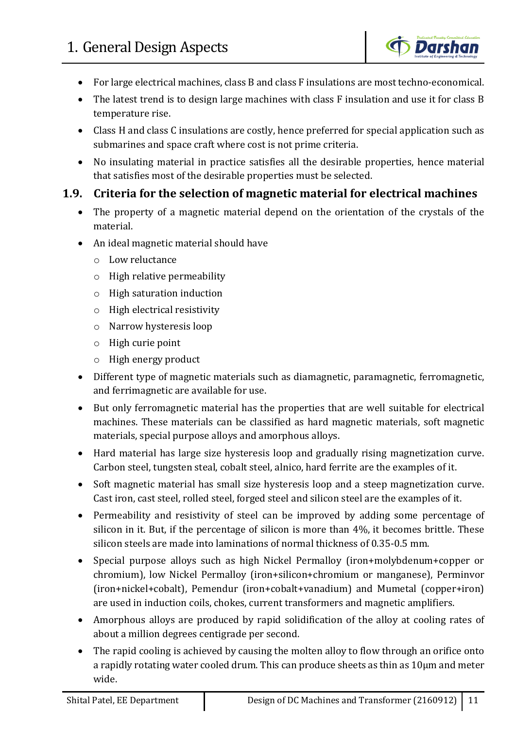- For large electrical machines, class B and class F insulations are most techno-economical.
- The latest trend is to design large machines with class F insulation and use it for class B temperature rise.
- Class H and class C insulations are costly, hence preferred for special application such as submarines and space craft where cost is not prime criteria.
- No insulating material in practice satisfies all the desirable properties, hence material that satisfies most of the desirable properties must be selected.

## 1.9. Criteria for the selection of magnetic material for electrical machines

- The property of a magnetic material depend on the orientation of the crystals of the material.
- An ideal magnetic material should have
  - Low reluctance
  - High relative permeability
  - High saturation induction
  - High electrical resistivity
  - Narrow hysteresis loop
  - High curie point
  - High energy product
- Different type of magnetic materials such as diamagnetic, paramagnetic, ferromagnetic, and ferrimagnetic are available for use.
- But only ferromagnetic material has the properties that are well suitable for electrical machines. These materials can be classified as hard magnetic materials, soft magnetic materials, special purpose alloys and amorphous alloys.
- Hard material has large size hysteresis loop and gradually rising magnetization curve. Carbon steel, tungsten steal, cobalt steel, alnico, hard ferrite are the examples of it.
- Soft magnetic material has small size hysteresis loop and a steep magnetization curve. Cast iron, cast steel, rolled steel, forged steel and silicon steel are the examples of it.
- Permeability and resistivity of steel can be improved by adding some percentage of silicon in it. But, if the percentage of silicon is more than 4%, it becomes brittle. These silicon steels are made into laminations of normal thickness of 0.35-0.5 mm.
- Special purpose alloys such as high Nickel Permalloy (iron+molybdenum+copper or chromium), low Nickel Permalloy (iron+silicon+chromium or manganese), Perminvor (iron+nickel+cobalt), Pemendur (iron+cobalt+vanadium) and Mumetal (copper+iron) are used in induction coils, chokes, current transformers and magnetic amplifiers.
- Amorphous alloys are produced by rapid solidification of the alloy at cooling rates of about a million degrees centigrade per second.
- The rapid cooling is achieved by causing the molten alloy to flow through an orifice onto a rapidly rotating water cooled drum. This can produce sheets as thin as 10μm and meter wide.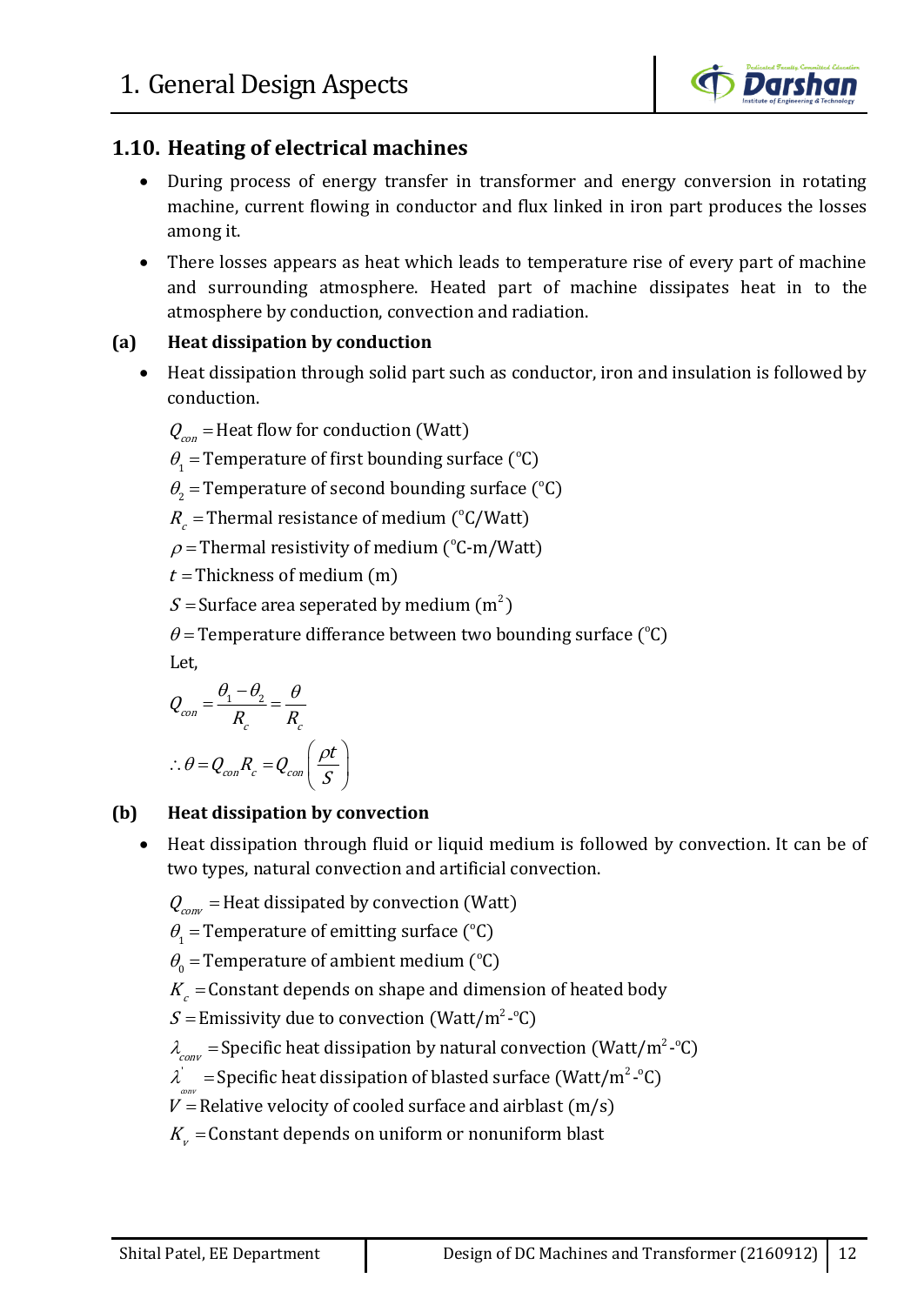## 1.10. Heating of electrical machines

- During process of energy transfer in transformer and energy conversion in rotating machine, current flowing in conductor and flux linked in iron part produces the losses among it.
- There losses appears as heat which leads to temperature rise of every part of machine and surrounding atmosphere. Heated part of machine dissipates heat in to the atmosphere by conduction, convection and radiation.

### (a) Heat dissipation by conduction

- Heat dissipation through solid part such as conductor, iron and insulation is followed by conduction.

$Q_{con}$ = Heat flow for conduction (Watt)

$\theta_1$ = Temperature of first bounding surface ($^{\circ}$C)

$\theta_2$ = Temperature of second bounding surface ($^{\circ}$C)

$R_c$ = Thermal resistance of medium ($^{\circ}$C/Watt)

$\rho$ = Thermal resistivity of medium ($^{\circ}$C-m/Watt)

$t$ = Thickness of medium (m)

$S$ = Surface area seperated by medium (m$^2$)

$\theta$ = Temperature differance between two bounding surface ($^{\circ}$C)

Let,

$$Q_{con} = \frac{\theta_1 - \theta_2}{R_c} = \frac{\theta}{R_c}$$

$$\therefore \theta = Q_{con} R_c = Q_{con}\left(\frac{\rho t}{S}\right)$$

### (b) Heat dissipation by convection

- Heat dissipation through fluid or liquid medium is followed by convection. It can be of two types, natural convection and artificial convection.

$Q_{conv}$ = Heat dissipated by convection (Watt)

$\theta_1$ = Temperature of emitting surface ($^{\circ}$C)

$\theta_0$ = Temperature of ambient medium ($^{\circ}$C)

$K_c$ = Constant depends on shape and dimension of heated body

$S$ = Emissivity due to convection (Watt/m$^2$-$^{\circ}$C)

$\lambda_{conv}$ = Specific heat dissipation by natural convection (Watt/m$^2$-$^{\circ}$C)

$\lambda'_{conv}$ = Specific heat dissipation of blasted surface (Watt/m$^2$-$^{\circ}$C)

$V$ = Relative velocity of cooled surface and airblast (m/s)

$K_v$ = Constant depends on uniform or nonuniform blast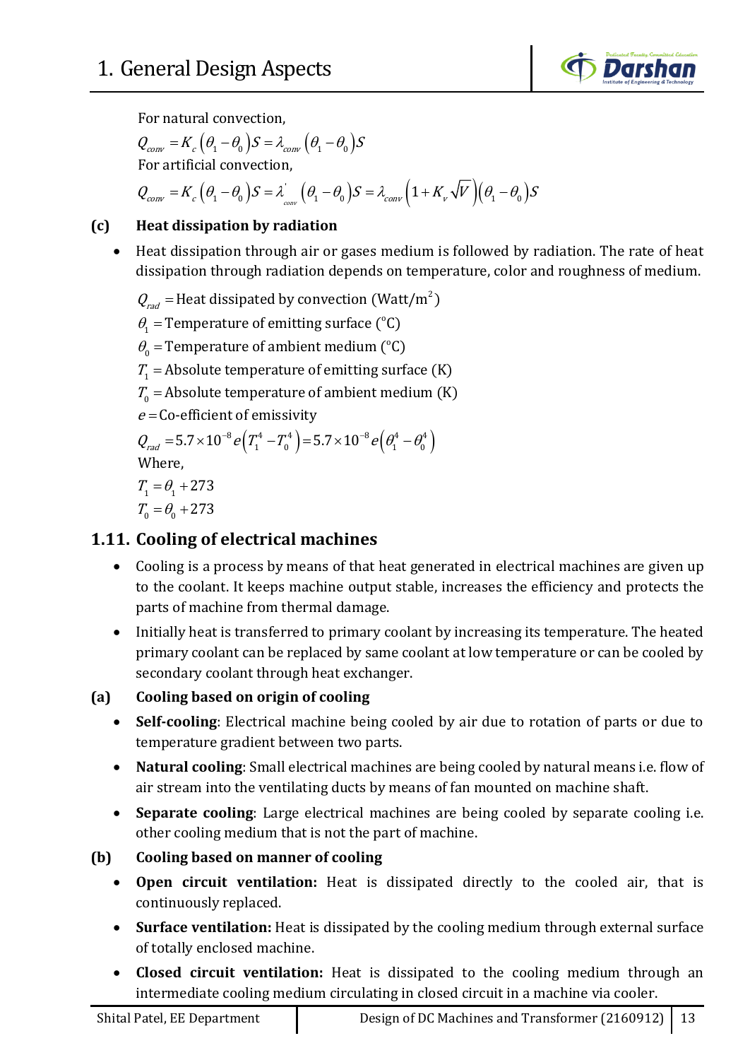For natural convection,

$$Q_{conv} = K_c\left(\theta_1 - \theta_0\right)S = \lambda_{conv}\left(\theta_1 - \theta_0\right)S$$

For artificial convection,

$$Q_{conv} = K_c\left(\theta_1 - \theta_0\right)S = \lambda'_{conv}\left(\theta_1 - \theta_0\right)S = \lambda_{conv}\left(1 + K_v\sqrt{V}\right)\left(\theta_1 - \theta_0\right)S$$

**(c) Heat dissipation by radiation**

- Heat dissipation through air or gases medium is followed by radiation. The rate of heat dissipation through radiation depends on temperature, color and roughness of medium.

$Q_{rad}$ = Heat dissipated by convection (Watt/m$^2$)

$\theta_1$ = Temperature of emitting surface (°C)

$\theta_0$ = Temperature of ambient medium (°C)

$T_1$ = Absolute temperature of emitting surface (K)

$T_0$ = Absolute temperature of ambient medium (K)

$e$ = Co-efficient of emissivity

$$Q_{rad} = 5.7\times10^{-8}e\left(T_1^4 - T_0^4\right) = 5.7\times10^{-8}e\left(\theta_1^4 - \theta_0^4\right)$$

Where,

$$T_1 = \theta_1 + 273$$

$$T_0 = \theta_0 + 273$$

## 1.11. Cooling of electrical machines

- Cooling is a process by means of that heat generated in electrical machines are given up to the coolant. It keeps machine output stable, increases the efficiency and protects the parts of machine from thermal damage.
- Initially heat is transferred to primary coolant by increasing its temperature. The heated primary coolant can be replaced by same coolant at low temperature or can be cooled by secondary coolant through heat exchanger.

**(a) Cooling based on origin of cooling**

- **Self-cooling**: Electrical machine being cooled by air due to rotation of parts or due to temperature gradient between two parts.
- **Natural cooling**: Small electrical machines are being cooled by natural means i.e. flow of air stream into the ventilating ducts by means of fan mounted on machine shaft.
- **Separate cooling**: Large electrical machines are being cooled by separate cooling i.e. other cooling medium that is not the part of machine.

**(b) Cooling based on manner of cooling**

- **Open circuit ventilation:** Heat is dissipated directly to the cooled air, that is continuously replaced.
- **Surface ventilation:** Heat is dissipated by the cooling medium through external surface of totally enclosed machine.
- **Closed circuit ventilation:** Heat is dissipated to the cooling medium through an intermediate cooling medium circulating in closed circuit in a machine via cooler.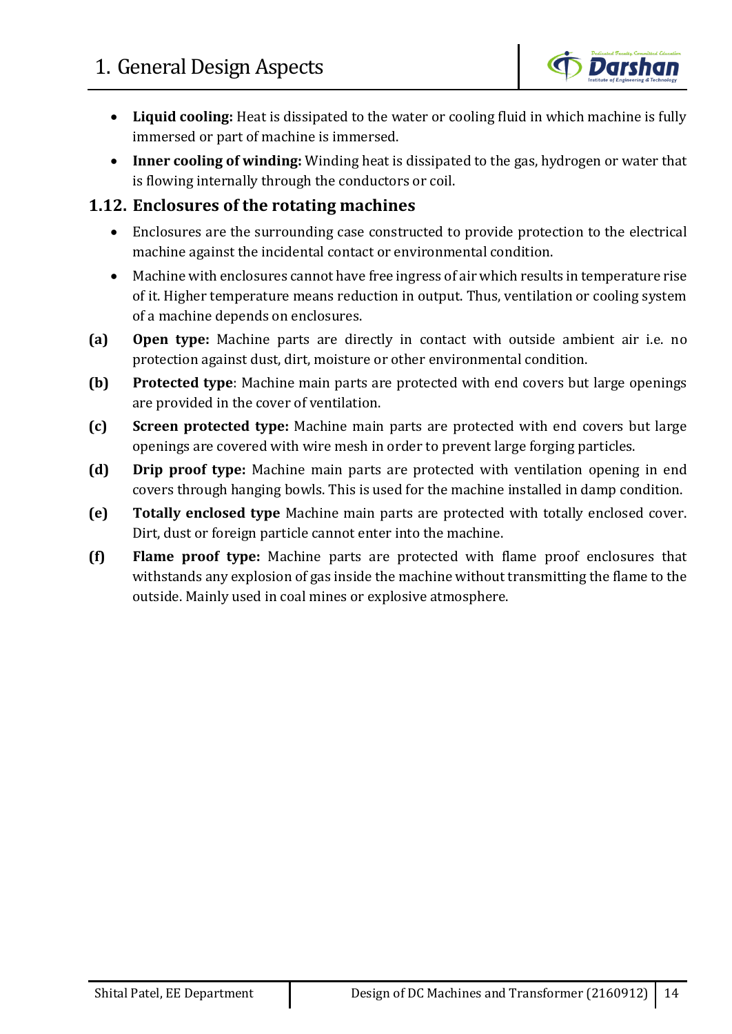- **Liquid cooling:** Heat is dissipated to the water or cooling fluid in which machine is fully immersed or part of machine is immersed.
- **Inner cooling of winding:** Winding heat is dissipated to the gas, hydrogen or water that is flowing internally through the conductors or coil.

## 1.12. Enclosures of the rotating machines

- Enclosures are the surrounding case constructed to provide protection to the electrical machine against the incidental contact or environmental condition.
- Machine with enclosures cannot have free ingress of air which results in temperature rise of it. Higher temperature means reduction in output. Thus, ventilation or cooling system of a machine depends on enclosures.

**(a)** **Open type:** Machine parts are directly in contact with outside ambient air i.e. no protection against dust, dirt, moisture or other environmental condition.

**(b)** **Protected type**: Machine main parts are protected with end covers but large openings are provided in the cover of ventilation.

**(c)** **Screen protected type:** Machine main parts are protected with end covers but large openings are covered with wire mesh in order to prevent large forging particles.

**(d)** **Drip proof type:** Machine main parts are protected with ventilation opening in end covers through hanging bowls. This is used for the machine installed in damp condition.

**(e)** **Totally enclosed type** Machine main parts are protected with totally enclosed cover. Dirt, dust or foreign particle cannot enter into the machine.

**(f)** **Flame proof type:** Machine parts are protected with flame proof enclosures that withstands any explosion of gas inside the machine without transmitting the flame to the outside. Mainly used in coal mines or explosive atmosphere.